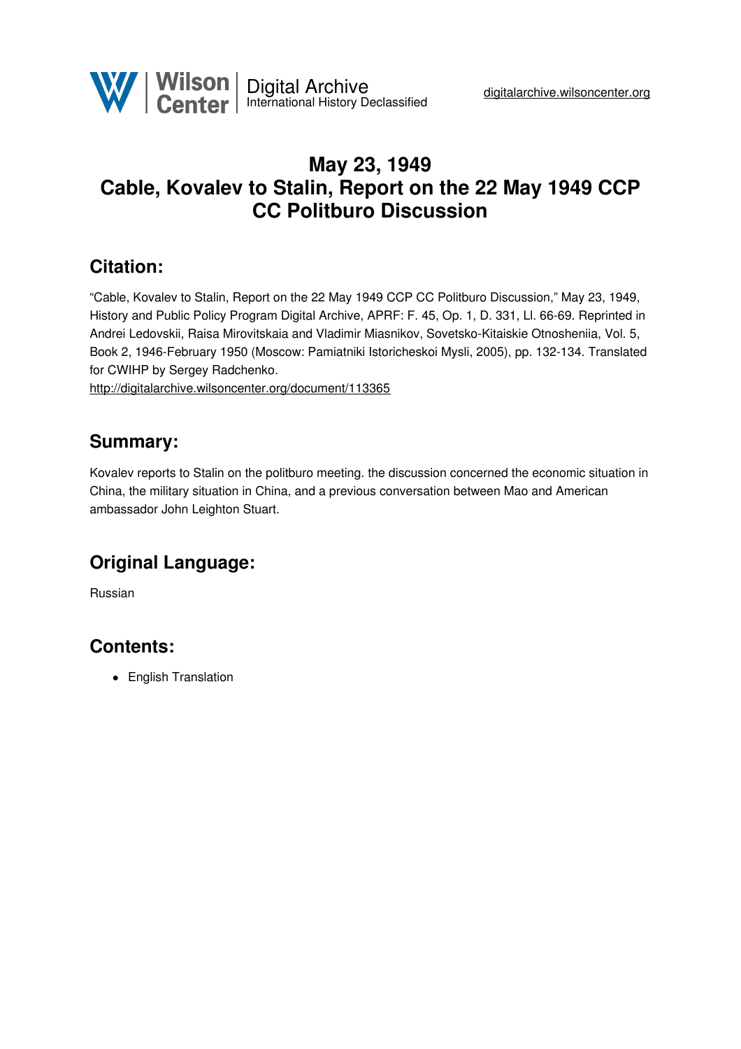# May 23, 1949
# Cable, Kovalev to Stalin, Report on the 22 May 1949 CCP CC Politburo Discussion

## Citation:

"Cable, Kovalev to Stalin, Report on the 22 May 1949 CCP CC Politburo Discussion," May 23, 1949, History and Public Policy Program Digital Archive, APRF: F. 45, Op. 1, D. 331, Ll. 66-69. Reprinted in Andrei Ledovskii, Raisa Mirovitskaia and Vladimir Miasnikov, Sovetsko-Kitaiskie Otnosheniia, Vol. 5, Book 2, 1946-February 1950 (Moscow: Pamiatniki Istoricheskoi Mysli, 2005), pp. 132-134. Translated for CWIHP by Sergey Radchenko.
http://digitalarchive.wilsoncenter.org/document/113365

## Summary:

Kovalev reports to Stalin on the politburo meeting. the discussion concerned the economic situation in China, the military situation in China, and a previous conversation between Mao and American ambassador John Leighton Stuart.

## Original Language:

Russian

## Contents:

- English Translation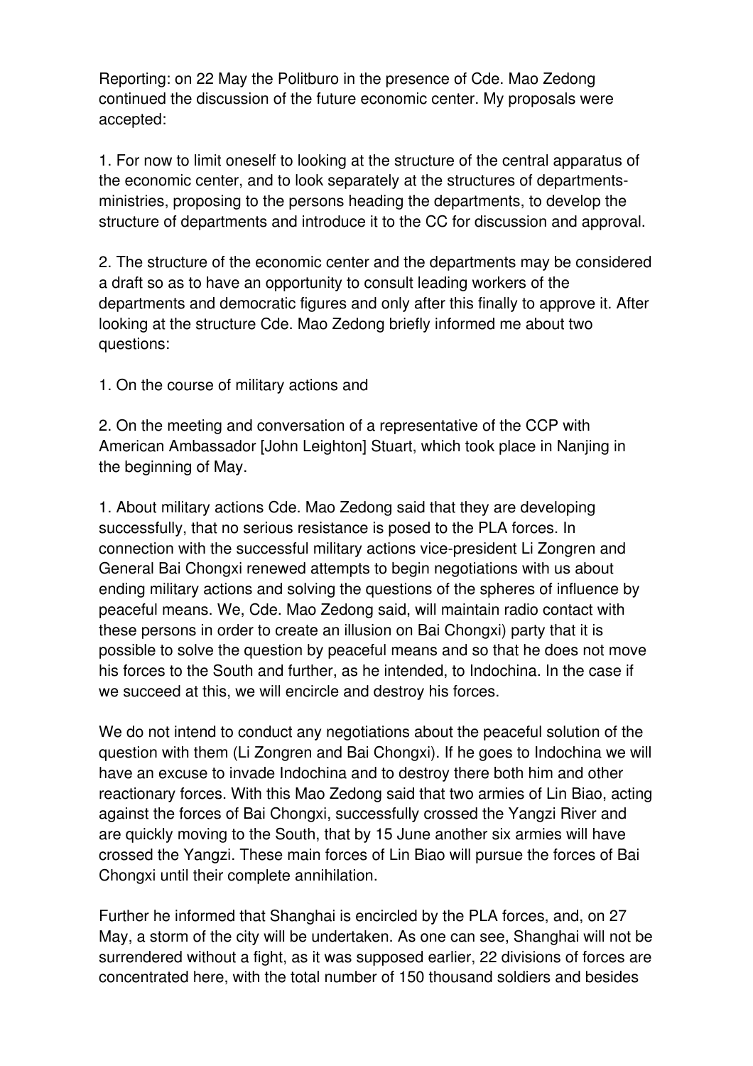Reporting: on 22 May the Politburo in the presence of Cde. Mao Zedong continued the discussion of the future economic center. My proposals were accepted:

1. For now to limit oneself to looking at the structure of the central apparatus of the economic center, and to look separately at the structures of departments-ministries, proposing to the persons heading the departments, to develop the structure of departments and introduce it to the CC for discussion and approval.

2. The structure of the economic center and the departments may be considered a draft so as to have an opportunity to consult leading workers of the departments and democratic figures and only after this finally to approve it. After looking at the structure Cde. Mao Zedong briefly informed me about two questions:

1. On the course of military actions and

2. On the meeting and conversation of a representative of the CCP with American Ambassador [John Leighton] Stuart, which took place in Nanjing in the beginning of May.

1. About military actions Cde. Mao Zedong said that they are developing successfully, that no serious resistance is posed to the PLA forces. In connection with the successful military actions vice-president Li Zongren and General Bai Chongxi renewed attempts to begin negotiations with us about ending military actions and solving the questions of the spheres of influence by peaceful means. We, Cde. Mao Zedong said, will maintain radio contact with these persons in order to create an illusion on Bai Chongxi) party that it is possible to solve the question by peaceful means and so that he does not move his forces to the South and further, as he intended, to Indochina. In the case if we succeed at this, we will encircle and destroy his forces.

We do not intend to conduct any negotiations about the peaceful solution of the question with them (Li Zongren and Bai Chongxi). If he goes to Indochina we will have an excuse to invade Indochina and to destroy there both him and other reactionary forces. With this Mao Zedong said that two armies of Lin Biao, acting against the forces of Bai Chongxi, successfully crossed the Yangzi River and are quickly moving to the South, that by 15 June another six armies will have crossed the Yangzi. These main forces of Lin Biao will pursue the forces of Bai Chongxi until their complete annihilation.

Further he informed that Shanghai is encircled by the PLA forces, and, on 27 May, a storm of the city will be undertaken. As one can see, Shanghai will not be surrendered without a fight, as it was supposed earlier, 22 divisions of forces are concentrated here, with the total number of 150 thousand soldiers and besides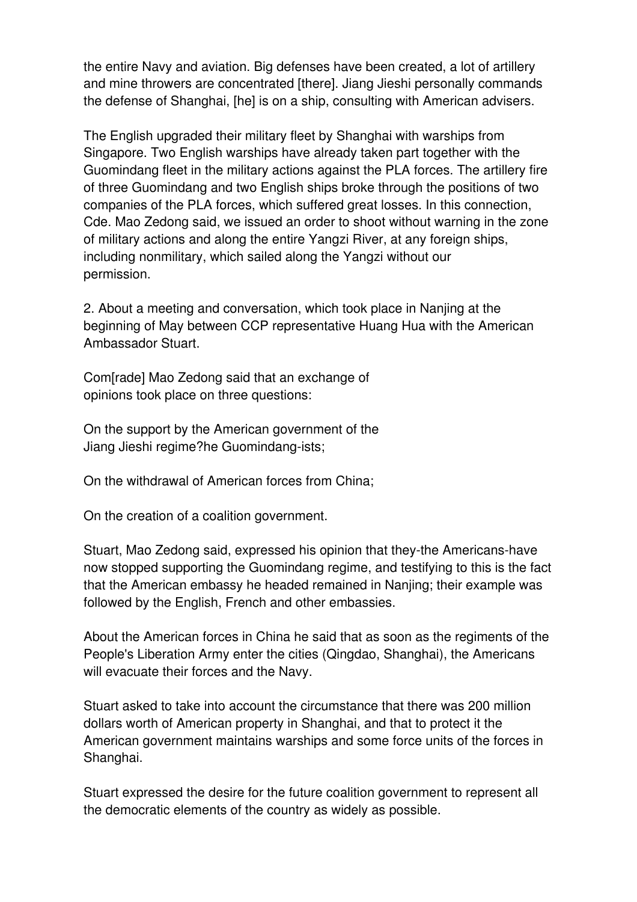the entire Navy and aviation. Big defenses have been created, a lot of artillery and mine throwers are concentrated [there]. Jiang Jieshi personally commands the defense of Shanghai, [he] is on a ship, consulting with American advisers.

The English upgraded their military fleet by Shanghai with warships from Singapore. Two English warships have already taken part together with the Guomindang fleet in the military actions against the PLA forces. The artillery fire of three Guomindang and two English ships broke through the positions of two companies of the PLA forces, which suffered great losses. In this connection, Cde. Mao Zedong said, we issued an order to shoot without warning in the zone of military actions and along the entire Yangzi River, at any foreign ships, including nonmilitary, which sailed along the Yangzi without our permission.

2. About a meeting and conversation, which took place in Nanjing at the beginning of May between CCP representative Huang Hua with the American Ambassador Stuart.

Com[rade] Mao Zedong said that an exchange of opinions took place on three questions:

On the support by the American government of the Jiang Jieshi regime?he Guomindang-ists;

On the withdrawal of American forces from China;

On the creation of a coalition government.

Stuart, Mao Zedong said, expressed his opinion that they-the Americans-have now stopped supporting the Guomindang regime, and testifying to this is the fact that the American embassy he headed remained in Nanjing; their example was followed by the English, French and other embassies.

About the American forces in China he said that as soon as the regiments of the People's Liberation Army enter the cities (Qingdao, Shanghai), the Americans will evacuate their forces and the Navy.

Stuart asked to take into account the circumstance that there was 200 million dollars worth of American property in Shanghai, and that to protect it the American government maintains warships and some force units of the forces in Shanghai.

Stuart expressed the desire for the future coalition government to represent all the democratic elements of the country as widely as possible.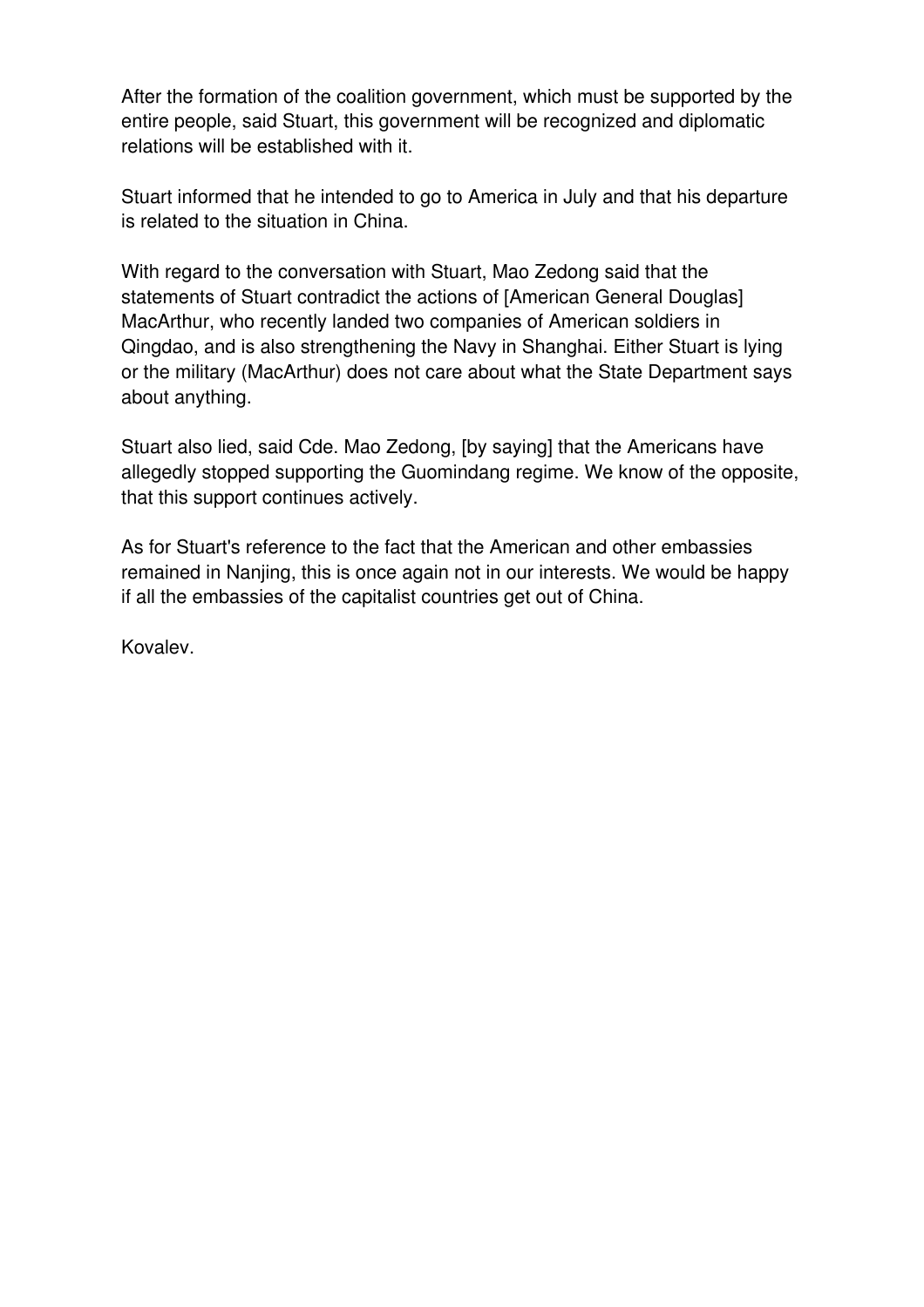After the formation of the coalition government, which must be supported by the entire people, said Stuart, this government will be recognized and diplomatic relations will be established with it.

Stuart informed that he intended to go to America in July and that his departure is related to the situation in China.

With regard to the conversation with Stuart, Mao Zedong said that the statements of Stuart contradict the actions of [American General Douglas] MacArthur, who recently landed two companies of American soldiers in Qingdao, and is also strengthening the Navy in Shanghai. Either Stuart is lying or the military (MacArthur) does not care about what the State Department says about anything.

Stuart also lied, said Cde. Mao Zedong, [by saying] that the Americans have allegedly stopped supporting the Guomindang regime. We know of the opposite, that this support continues actively.

As for Stuart's reference to the fact that the American and other embassies remained in Nanjing, this is once again not in our interests. We would be happy if all the embassies of the capitalist countries get out of China.

Kovalev.